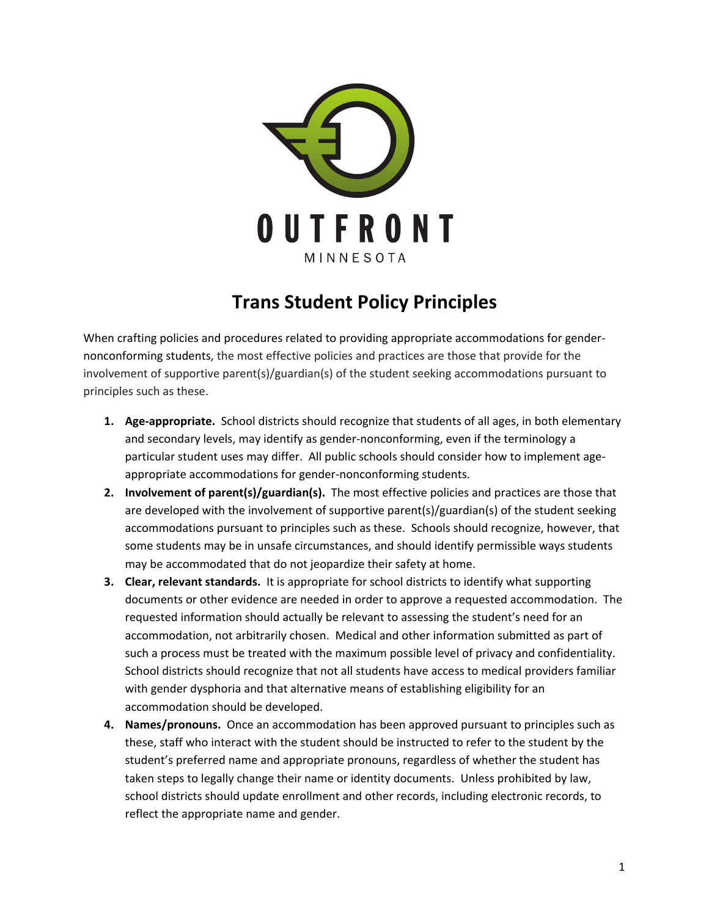OUTFRONT

MINNESOTA

# Trans Student Policy Principles

When crafting policies and procedures related to providing appropriate accommodations for gender-nonconforming students, the most effective policies and practices are those that provide for the involvement of supportive parent(s)/guardian(s) of the student seeking accommodations pursuant to principles such as these.

1. **Age-appropriate.** School districts should recognize that students of all ages, in both elementary and secondary levels, may identify as gender-nonconforming, even if the terminology a particular student uses may differ. All public schools should consider how to implement age-appropriate accommodations for gender-nonconforming students.
2. **Involvement of parent(s)/guardian(s).** The most effective policies and practices are those that are developed with the involvement of supportive parent(s)/guardian(s) of the student seeking accommodations pursuant to principles such as these. Schools should recognize, however, that some students may be in unsafe circumstances, and should identify permissible ways students may be accommodated that do not jeopardize their safety at home.
3. **Clear, relevant standards.** It is appropriate for school districts to identify what supporting documents or other evidence are needed in order to approve a requested accommodation. The requested information should actually be relevant to assessing the student's need for an accommodation, not arbitrarily chosen. Medical and other information submitted as part of such a process must be treated with the maximum possible level of privacy and confidentiality. School districts should recognize that not all students have access to medical providers familiar with gender dysphoria and that alternative means of establishing eligibility for an accommodation should be developed.
4. **Names/pronouns.** Once an accommodation has been approved pursuant to principles such as these, staff who interact with the student should be instructed to refer to the student by the student's preferred name and appropriate pronouns, regardless of whether the student has taken steps to legally change their name or identity documents. Unless prohibited by law, school districts should update enrollment and other records, including electronic records, to reflect the appropriate name and gender.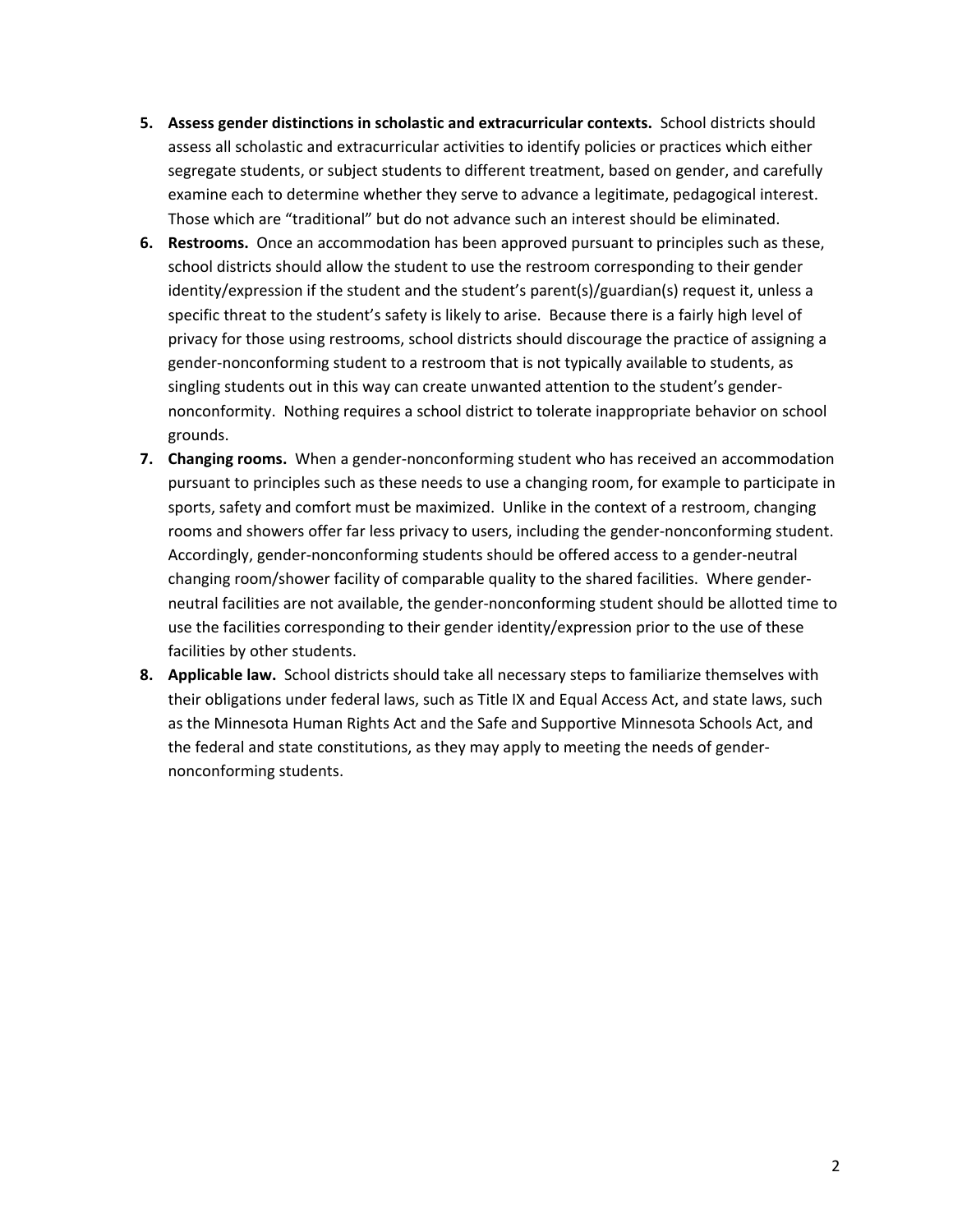5. **Assess gender distinctions in scholastic and extracurricular contexts.** School districts should assess all scholastic and extracurricular activities to identify policies or practices which either segregate students, or subject students to different treatment, based on gender, and carefully examine each to determine whether they serve to advance a legitimate, pedagogical interest. Those which are "traditional" but do not advance such an interest should be eliminated.
6. **Restrooms.** Once an accommodation has been approved pursuant to principles such as these, school districts should allow the student to use the restroom corresponding to their gender identity/expression if the student and the student's parent(s)/guardian(s) request it, unless a specific threat to the student's safety is likely to arise. Because there is a fairly high level of privacy for those using restrooms, school districts should discourage the practice of assigning a gender-nonconforming student to a restroom that is not typically available to students, as singling students out in this way can create unwanted attention to the student's gender-nonconformity. Nothing requires a school district to tolerate inappropriate behavior on school grounds.
7. **Changing rooms.** When a gender-nonconforming student who has received an accommodation pursuant to principles such as these needs to use a changing room, for example to participate in sports, safety and comfort must be maximized. Unlike in the context of a restroom, changing rooms and showers offer far less privacy to users, including the gender-nonconforming student. Accordingly, gender-nonconforming students should be offered access to a gender-neutral changing room/shower facility of comparable quality to the shared facilities. Where gender-neutral facilities are not available, the gender-nonconforming student should be allotted time to use the facilities corresponding to their gender identity/expression prior to the use of these facilities by other students.
8. **Applicable law.** School districts should take all necessary steps to familiarize themselves with their obligations under federal laws, such as Title IX and Equal Access Act, and state laws, such as the Minnesota Human Rights Act and the Safe and Supportive Minnesota Schools Act, and the federal and state constitutions, as they may apply to meeting the needs of gender-nonconforming students.